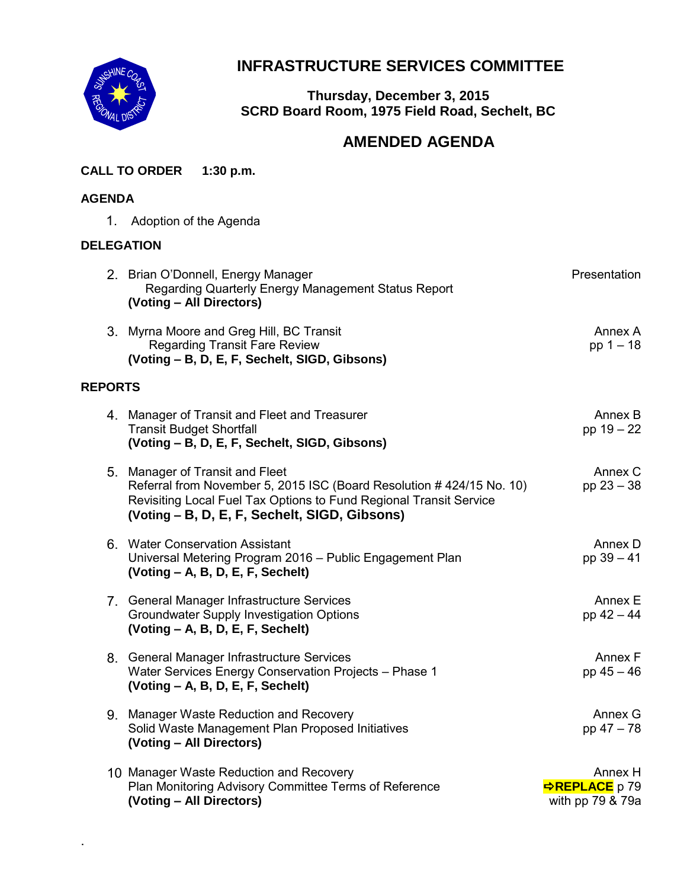# INFRASTRUCTURE SERVICES COMMITTEE

**Thursday, December 3, 2015**
**SCRD Board Room, 1975 Field Road, Sechelt, BC**

## AMENDED AGENDA

**CALL TO ORDER 1:30 p.m.**

**AGENDA**

1. Adoption of the Agenda

**DELEGATION**

| | | |
|---|---|---|
| 2. | Brian O'Donnell, Energy Manager<br>Regarding Quarterly Energy Management Status Report<br>**(Voting – All Directors)** | Presentation |
| 3. | Myrna Moore and Greg Hill, BC Transit<br>Regarding Transit Fare Review<br>**(Voting – B, D, E, F, Sechelt, SIGD, Gibsons)** | Annex A<br>pp 1 – 18 |

**REPORTS**

| | | |
|---|---|---|
| 4. | Manager of Transit and Fleet and Treasurer<br>Transit Budget Shortfall<br>**(Voting – B, D, E, F, Sechelt, SIGD, Gibsons)** | Annex B<br>pp 19 – 22 |
| 5. | Manager of Transit and Fleet<br>Referral from November 5, 2015 ISC (Board Resolution # 424/15 No. 10)<br>Revisiting Local Fuel Tax Options to Fund Regional Transit Service<br>**(Voting – B, D, E, F, Sechelt, SIGD, Gibsons)** | Annex C<br>pp 23 – 38 |
| 6. | Water Conservation Assistant<br>Universal Metering Program 2016 – Public Engagement Plan<br>**(Voting – A, B, D, E, F, Sechelt)** | Annex D<br>pp 39 – 41 |
| 7. | General Manager Infrastructure Services<br>Groundwater Supply Investigation Options<br>**(Voting – A, B, D, E, F, Sechelt)** | Annex E<br>pp 42 – 44 |
| 8. | General Manager Infrastructure Services<br>Water Services Energy Conservation Projects – Phase 1<br>**(Voting – A, B, D, E, F, Sechelt)** | Annex F<br>pp 45 – 46 |
| 9. | Manager Waste Reduction and Recovery<br>Solid Waste Management Plan Proposed Initiatives<br>**(Voting – All Directors)** | Annex G<br>pp 47 – 78 |
| 10 | Manager Waste Reduction and Recovery<br>Plan Monitoring Advisory Committee Terms of Reference<br>**(Voting – All Directors)** | Annex H<br>**⇨REPLACE** p 79<br>with pp 79 & 79a |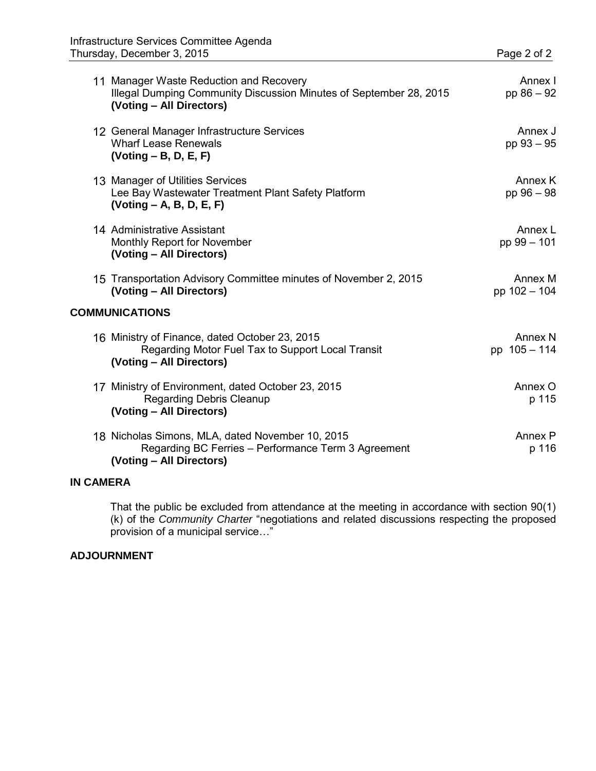11 Manager Waste Reduction and Recovery
Illegal Dumping Community Discussion Minutes of September 28, 2015
**(Voting – All Directors)**
Annex I
pp 86 – 92

12 General Manager Infrastructure Services
Wharf Lease Renewals
**(Voting – B, D, E, F)**
Annex J
pp 93 – 95

13 Manager of Utilities Services
Lee Bay Wastewater Treatment Plant Safety Platform
**(Voting – A, B, D, E, F)**
Annex K
pp 96 – 98

14 Administrative Assistant
Monthly Report for November
**(Voting – All Directors)**
Annex L
pp 99 – 101

15 Transportation Advisory Committee minutes of November 2, 2015
**(Voting – All Directors)**
Annex M
pp 102 – 104

**COMMUNICATIONS**

16 Ministry of Finance, dated October 23, 2015
Regarding Motor Fuel Tax to Support Local Transit
**(Voting – All Directors)**
Annex N
pp 105 – 114

17 Ministry of Environment, dated October 23, 2015
Regarding Debris Cleanup
**(Voting – All Directors)**
Annex O
p 115

18 Nicholas Simons, MLA, dated November 10, 2015
Regarding BC Ferries – Performance Term 3 Agreement
**(Voting – All Directors)**
Annex P
p 116

**IN CAMERA**

That the public be excluded from attendance at the meeting in accordance with section 90(1) (k) of the *Community Charter* "negotiations and related discussions respecting the proposed provision of a municipal service…"

**ADJOURNMENT**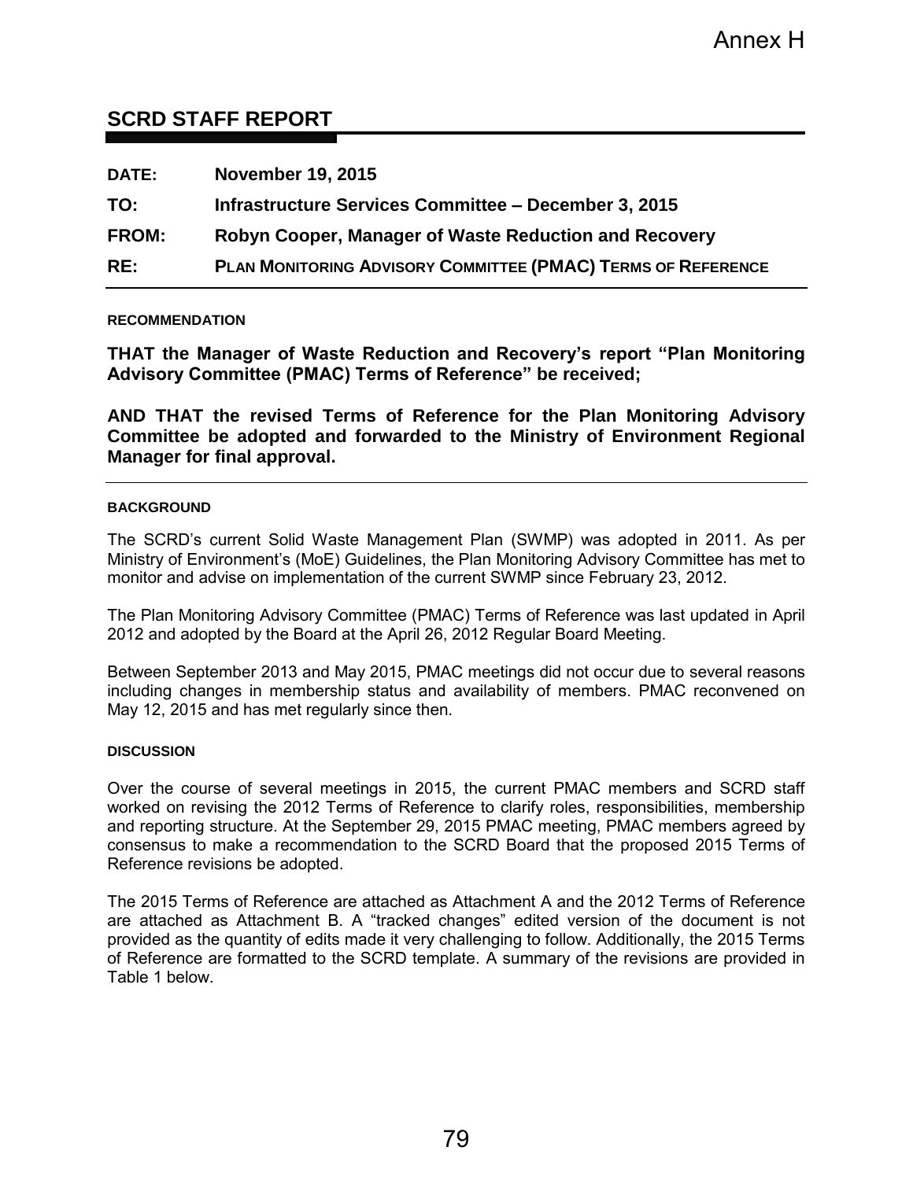Annex H

## SCRD STAFF REPORT

**DATE:** November 19, 2015

**TO:** Infrastructure Services Committee – December 3, 2015

**FROM:** Robyn Cooper, Manager of Waste Reduction and Recovery

**RE:** PLAN MONITORING ADVISORY COMMITTEE (PMAC) TERMS OF REFERENCE

---

**RECOMMENDATION**

**THAT the Manager of Waste Reduction and Recovery's report "Plan Monitoring Advisory Committee (PMAC) Terms of Reference" be received;**

**AND THAT the revised Terms of Reference for the Plan Monitoring Advisory Committee be adopted and forwarded to the Ministry of Environment Regional Manager for final approval.**

---

**BACKGROUND**

The SCRD's current Solid Waste Management Plan (SWMP) was adopted in 2011. As per Ministry of Environment's (MoE) Guidelines, the Plan Monitoring Advisory Committee has met to monitor and advise on implementation of the current SWMP since February 23, 2012.

The Plan Monitoring Advisory Committee (PMAC) Terms of Reference was last updated in April 2012 and adopted by the Board at the April 26, 2012 Regular Board Meeting.

Between September 2013 and May 2015, PMAC meetings did not occur due to several reasons including changes in membership status and availability of members. PMAC reconvened on May 12, 2015 and has met regularly since then.

**DISCUSSION**

Over the course of several meetings in 2015, the current PMAC members and SCRD staff worked on revising the 2012 Terms of Reference to clarify roles, responsibilities, membership and reporting structure. At the September 29, 2015 PMAC meeting, PMAC members agreed by consensus to make a recommendation to the SCRD Board that the proposed 2015 Terms of Reference revisions be adopted.

The 2015 Terms of Reference are attached as Attachment A and the 2012 Terms of Reference are attached as Attachment B. A "tracked changes" edited version of the document is not provided as the quantity of edits made it very challenging to follow. Additionally, the 2015 Terms of Reference are formatted to the SCRD template. A summary of the revisions are provided in Table 1 below.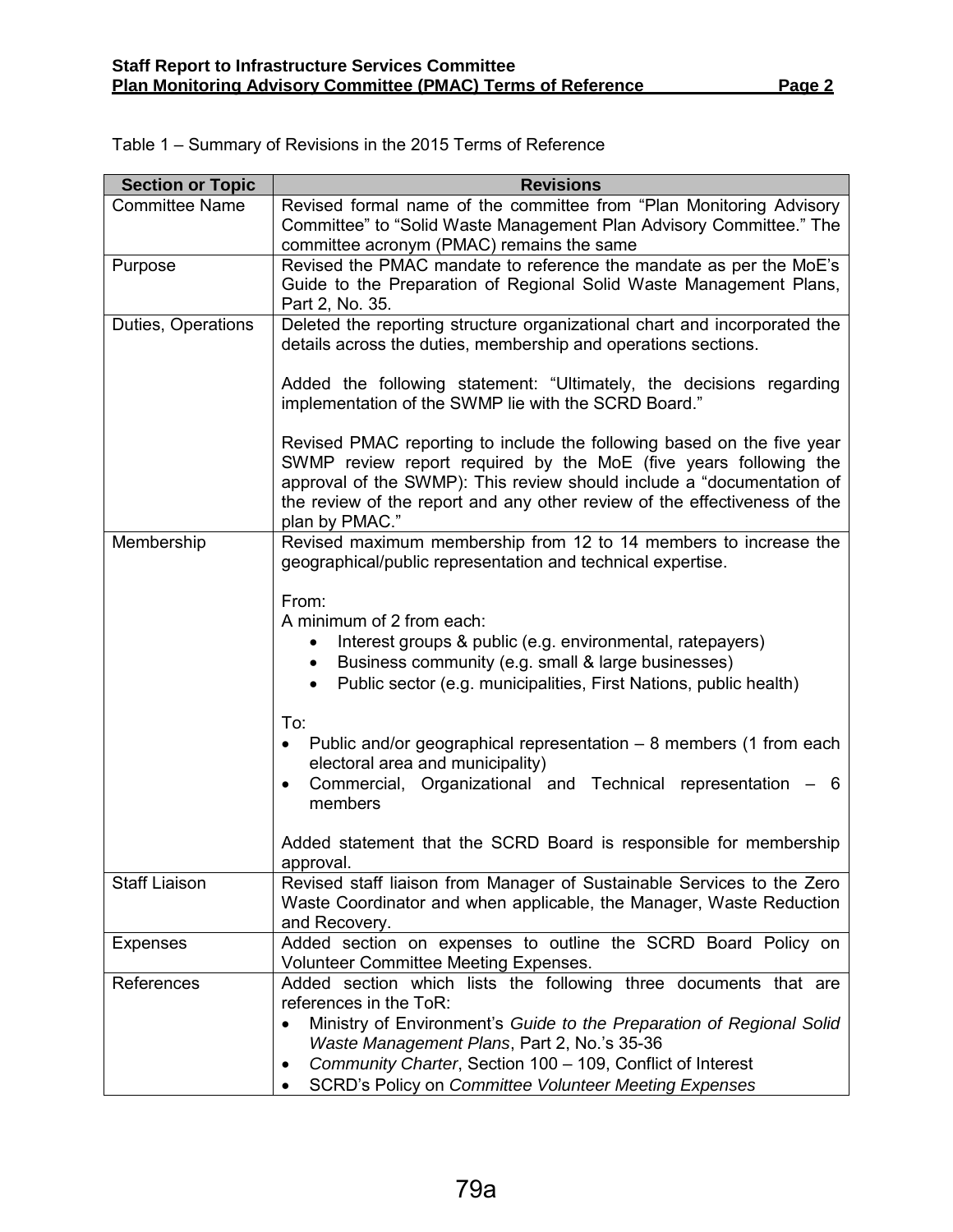Table 1 – Summary of Revisions in the 2015 Terms of Reference

| Section or Topic | Revisions |
|---|---|
| Committee Name | Revised formal name of the committee from "Plan Monitoring Advisory Committee" to "Solid Waste Management Plan Advisory Committee." The committee acronym (PMAC) remains the same |
| Purpose | Revised the PMAC mandate to reference the mandate as per the MoE's Guide to the Preparation of Regional Solid Waste Management Plans, Part 2, No. 35. |
| Duties, Operations | Deleted the reporting structure organizational chart and incorporated the details across the duties, membership and operations sections.<br><br>Added the following statement: "Ultimately, the decisions regarding implementation of the SWMP lie with the SCRD Board."<br><br>Revised PMAC reporting to include the following based on the five year SWMP review report required by the MoE (five years following the approval of the SWMP): This review should include a "documentation of the review of the report and any other review of the effectiveness of the plan by PMAC." |
| Membership | Revised maximum membership from 12 to 14 members to increase the geographical/public representation and technical expertise.<br><br>From:<br>A minimum of 2 from each:<br>• Interest groups & public (e.g. environmental, ratepayers)<br>• Business community (e.g. small & large businesses)<br>• Public sector (e.g. municipalities, First Nations, public health)<br><br>To:<br>• Public and/or geographical representation – 8 members (1 from each electoral area and municipality)<br>• Commercial, Organizational and Technical representation – 6 members<br><br>Added statement that the SCRD Board is responsible for membership approval. |
| Staff Liaison | Revised staff liaison from Manager of Sustainable Services to the Zero Waste Coordinator and when applicable, the Manager, Waste Reduction and Recovery. |
| Expenses | Added section on expenses to outline the SCRD Board Policy on Volunteer Committee Meeting Expenses. |
| References | Added section which lists the following three documents that are references in the ToR:<br>• Ministry of Environment's *Guide to the Preparation of Regional Solid Waste Management Plans*, Part 2, No.'s 35-36<br>• *Community Charter*, Section 100 – 109, Conflict of Interest<br>• SCRD's Policy on *Committee Volunteer Meeting Expenses* |